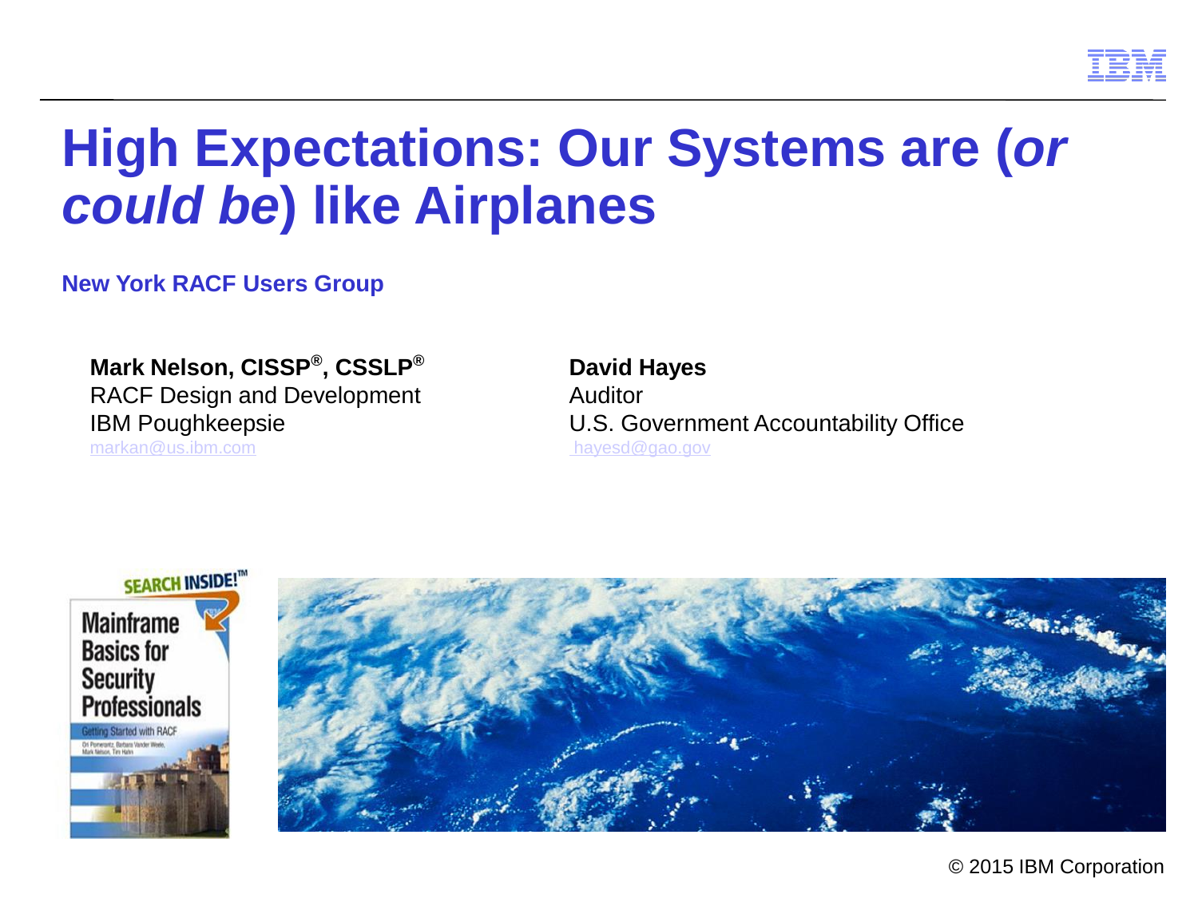# High Expectations: Our Systems are (*or could be*) like Airplanes

**New York RACF Users Group**

**Mark Nelson, CISSP®, CSSLP®**
RACF Design and Development
IBM Poughkeepsie
markan@us.ibm.com

**David Hayes**
Auditor
U.S. Government Accountability Office
hayesd@gao.gov

© 2015 IBM Corporation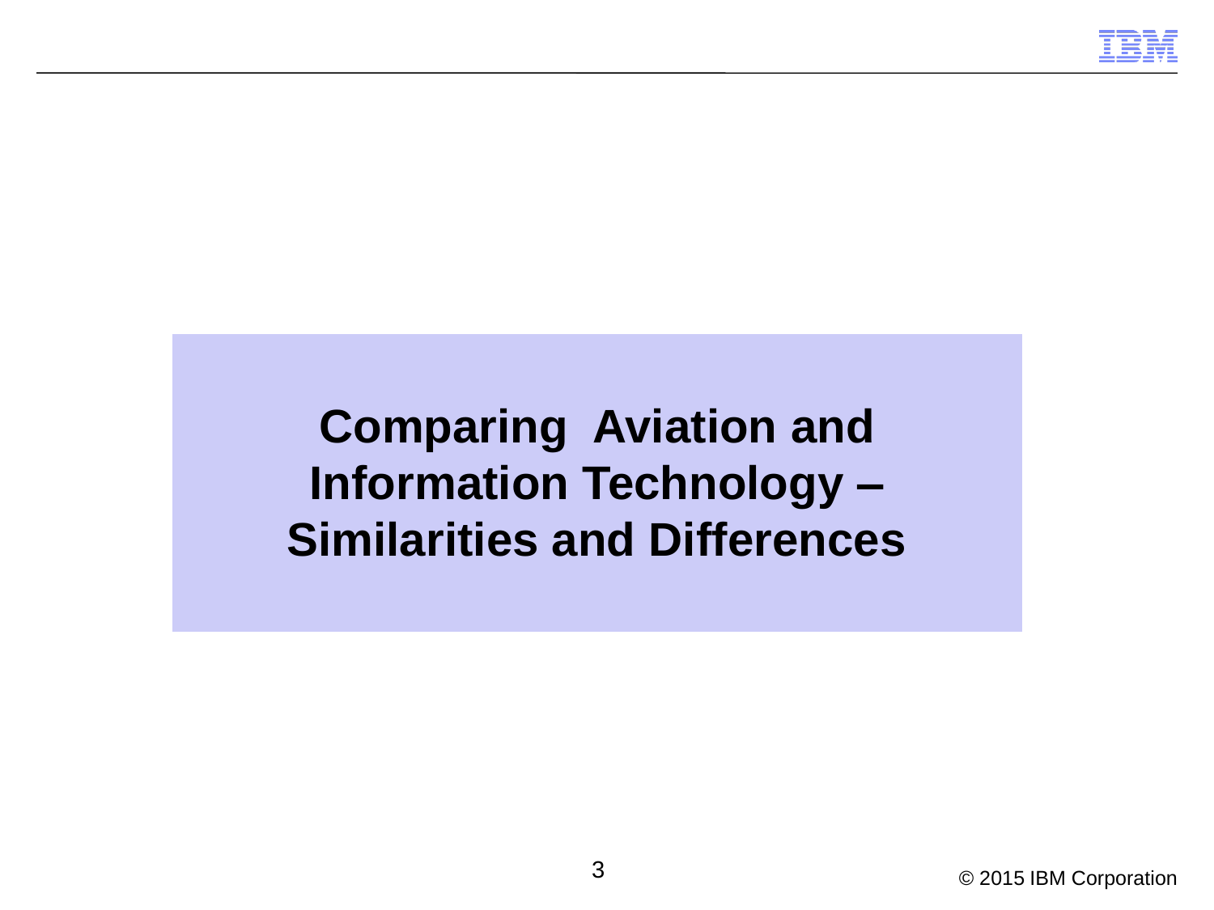# Comparing Aviation and Information Technology – Similarities and Differences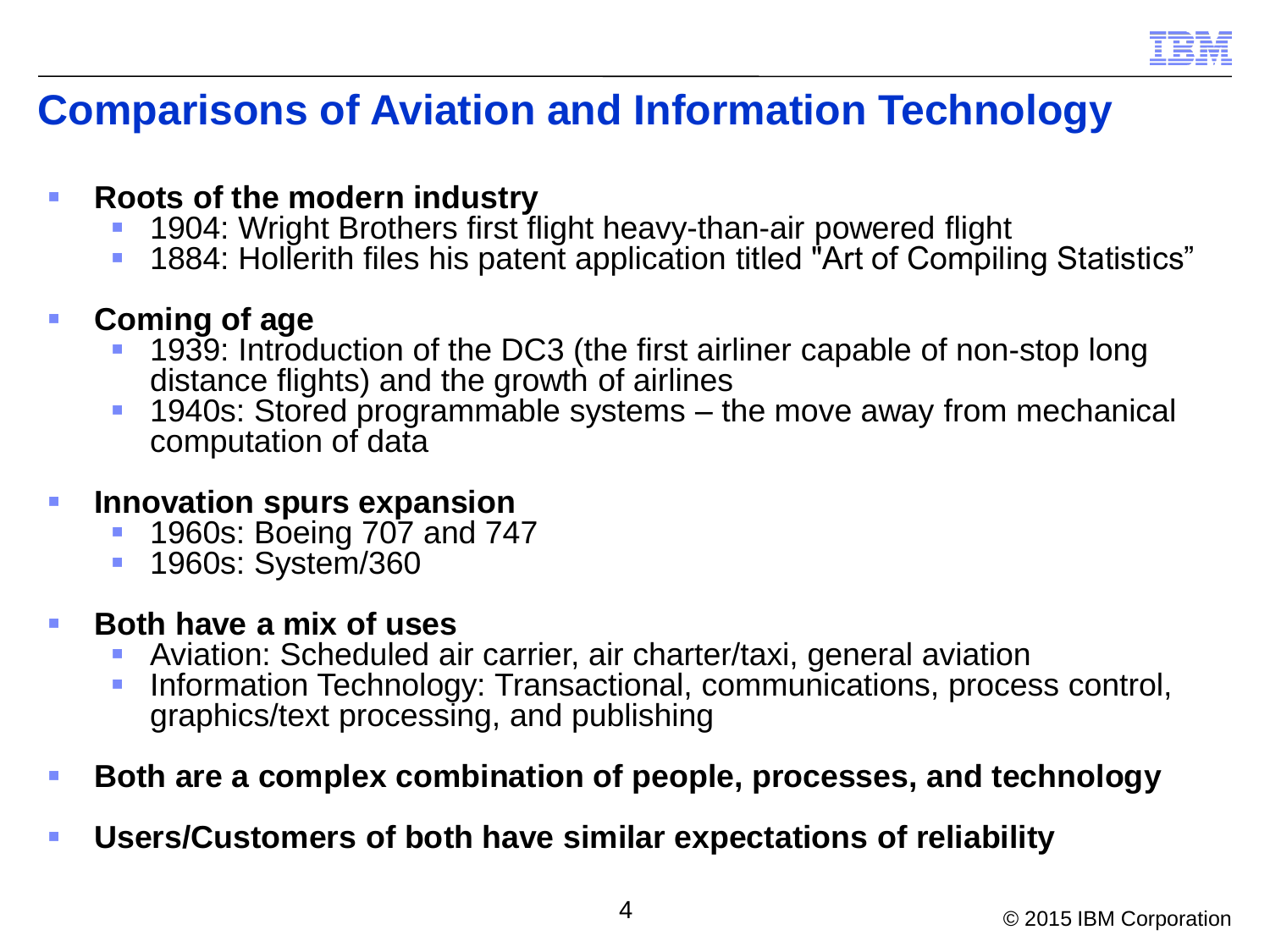# Comparisons of Aviation and Information Technology

- **Roots of the modern industry**
  - 1904: Wright Brothers first flight heavy-than-air powered flight
  - 1884: Hollerith files his patent application titled "Art of Compiling Statistics"

- **Coming of age**
  - 1939: Introduction of the DC3 (the first airliner capable of non-stop long distance flights) and the growth of airlines
  - 1940s: Stored programmable systems – the move away from mechanical computation of data

- **Innovation spurs expansion**
  - 1960s: Boeing 707 and 747
  - 1960s: System/360

- **Both have a mix of uses**
  - Aviation: Scheduled air carrier, air charter/taxi, general aviation
  - Information Technology: Transactional, communications, process control, graphics/text processing, and publishing

- **Both are a complex combination of people, processes, and technology**

- **Users/Customers of both have similar expectations of reliability**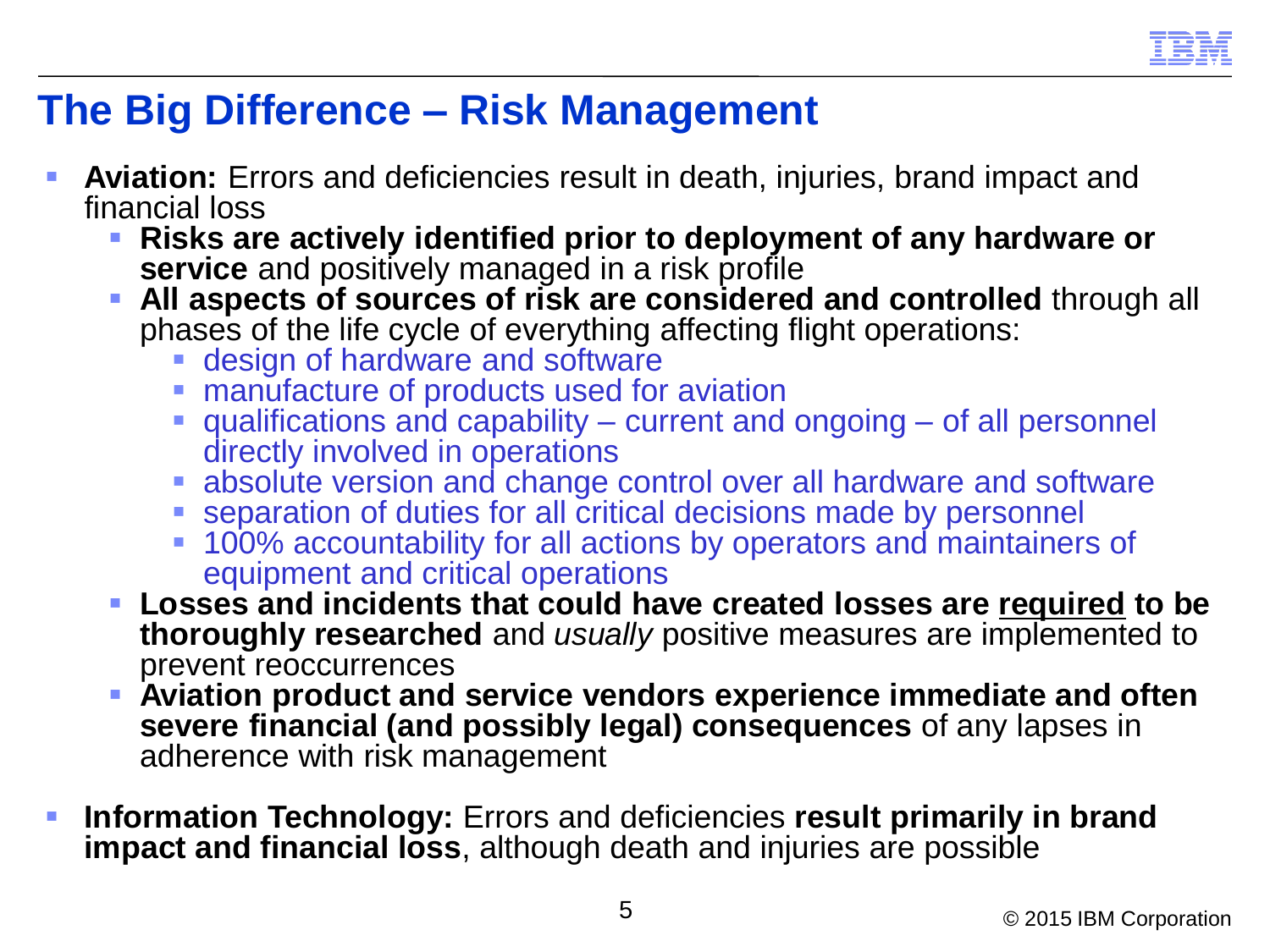# The Big Difference – Risk Management

- **Aviation:** Errors and deficiencies result in death, injuries, brand impact and financial loss
  - **Risks are actively identified prior to deployment of any hardware or service** and positively managed in a risk profile
  - **All aspects of sources of risk are considered and controlled** through all phases of the life cycle of everything affecting flight operations:
    - design of hardware and software
    - manufacture of products used for aviation
    - qualifications and capability – current and ongoing – of all personnel directly involved in operations
    - absolute version and change control over all hardware and software
    - separation of duties for all critical decisions made by personnel
    - 100% accountability for all actions by operators and maintainers of equipment and critical operations
  - **Losses and incidents that could have created losses are <u>required</u> to be thoroughly researched** and *usually* positive measures are implemented to prevent reoccurrences
  - **Aviation product and service vendors experience immediate and often severe financial (and possibly legal) consequences** of any lapses in adherence with risk management

- **Information Technology:** Errors and deficiencies **result primarily in brand impact and financial loss**, although death and injuries are possible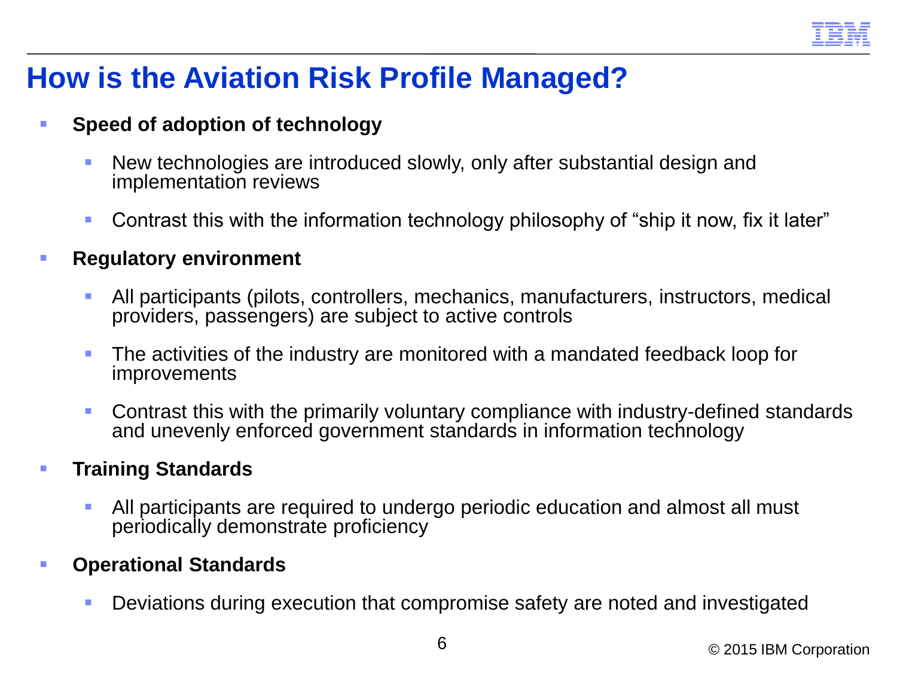# How is the Aviation Risk Profile Managed?

- **Speed of adoption of technology**
  - New technologies are introduced slowly, only after substantial design and implementation reviews
  - Contrast this with the information technology philosophy of "ship it now, fix it later"
- **Regulatory environment**
  - All participants (pilots, controllers, mechanics, manufacturers, instructors, medical providers, passengers) are subject to active controls
  - The activities of the industry are monitored with a mandated feedback loop for improvements
  - Contrast this with the primarily voluntary compliance with industry-defined standards and unevenly enforced government standards in information technology
- **Training Standards**
  - All participants are required to undergo periodic education and almost all must periodically demonstrate proficiency
- **Operational Standards**
  - Deviations during execution that compromise safety are noted and investigated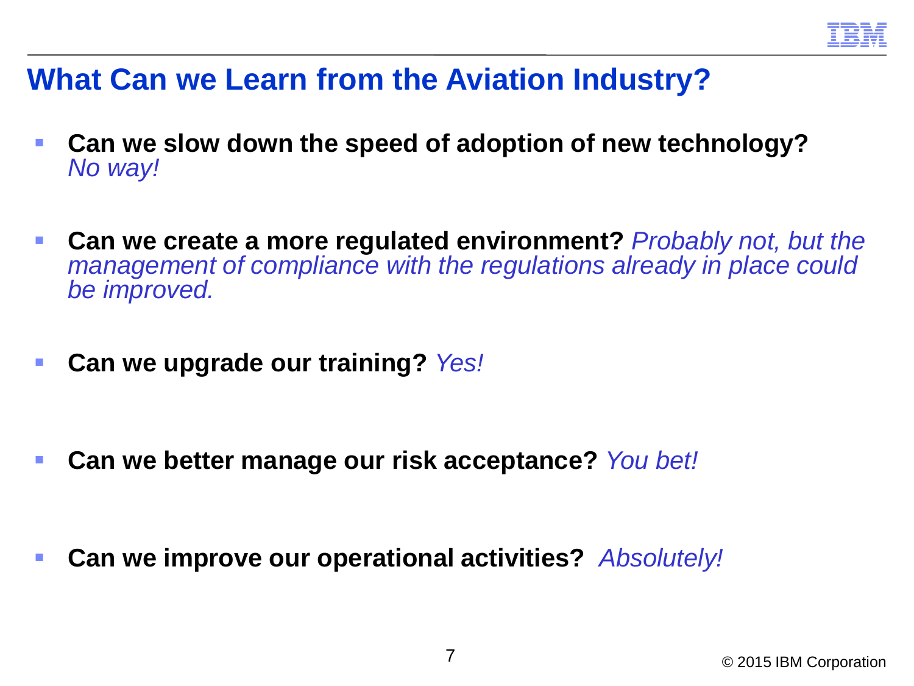# What Can we Learn from the Aviation Industry?

- **Can we slow down the speed of adoption of new technology?** *No way!*
- **Can we create a more regulated environment?** *Probably not, but the management of compliance with the regulations already in place could be improved.*
- **Can we upgrade our training?** *Yes!*
- **Can we better manage our risk acceptance?** *You bet!*
- **Can we improve our operational activities?** *Absolutely!*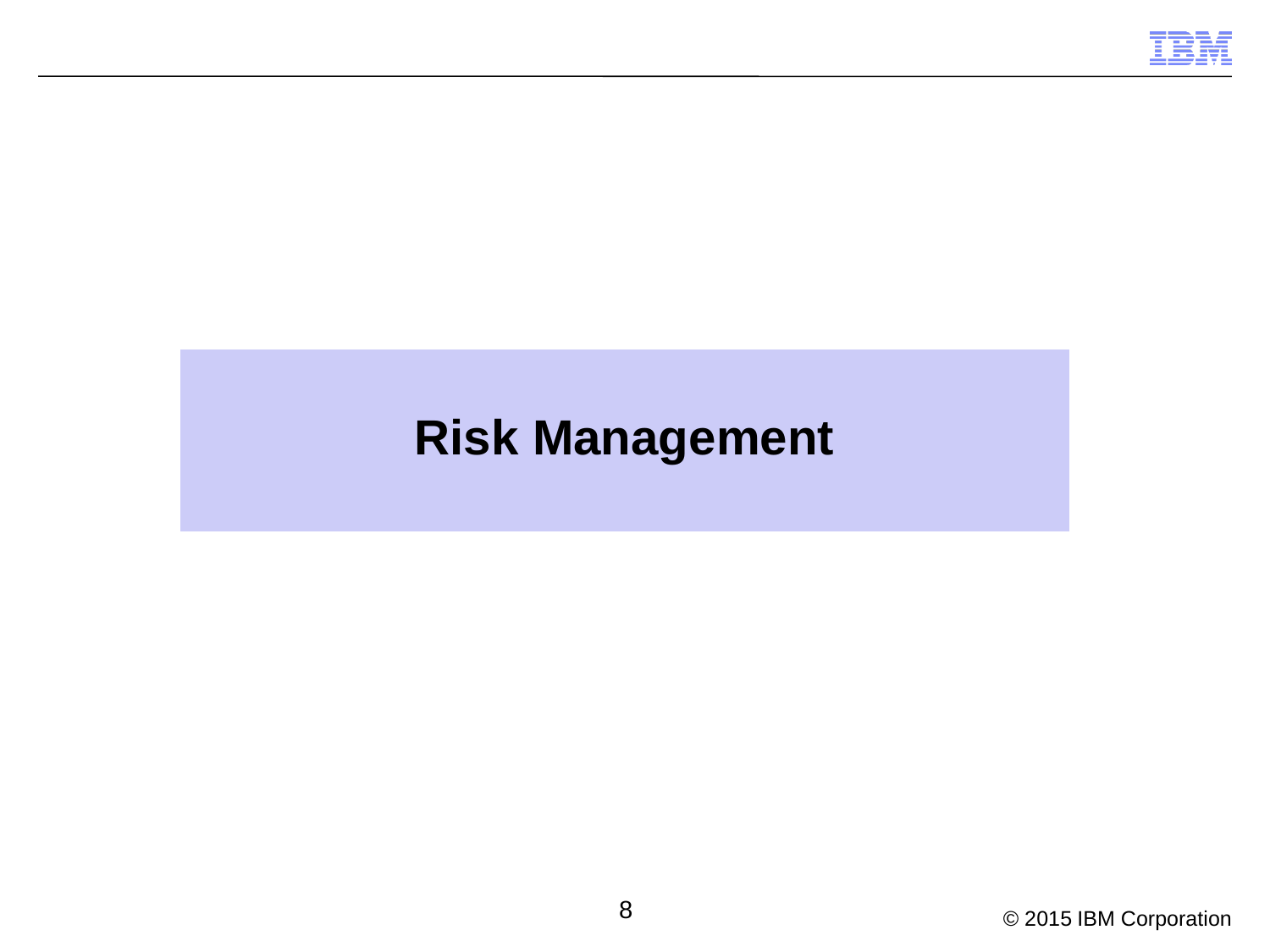# Risk Management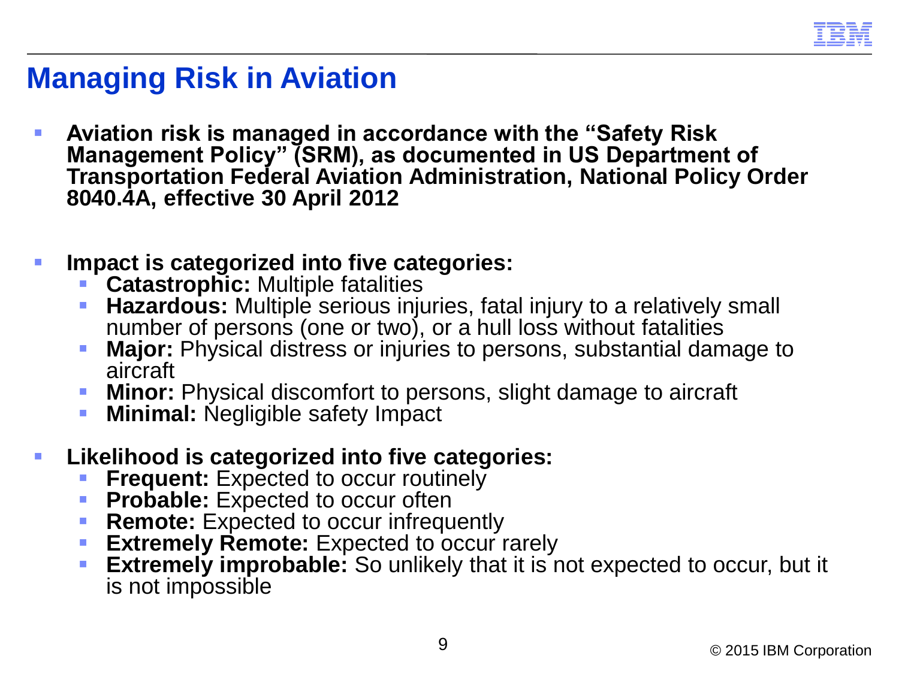# Managing Risk in Aviation

- **Aviation risk is managed in accordance with the "Safety Risk Management Policy" (SRM), as documented in US Department of Transportation Federal Aviation Administration, National Policy Order 8040.4A, effective 30 April 2012**

- **Impact is categorized into five categories:**
  - **Catastrophic:** Multiple fatalities
  - **Hazardous:** Multiple serious injuries, fatal injury to a relatively small number of persons (one or two), or a hull loss without fatalities
  - **Major:** Physical distress or injuries to persons, substantial damage to aircraft
  - **Minor:** Physical discomfort to persons, slight damage to aircraft
  - **Minimal:** Negligible safety Impact

- **Likelihood is categorized into five categories:**
  - **Frequent:** Expected to occur routinely
  - **Probable:** Expected to occur often
  - **Remote:** Expected to occur infrequently
  - **Extremely Remote:** Expected to occur rarely
  - **Extremely improbable:** So unlikely that it is not expected to occur, but it is not impossible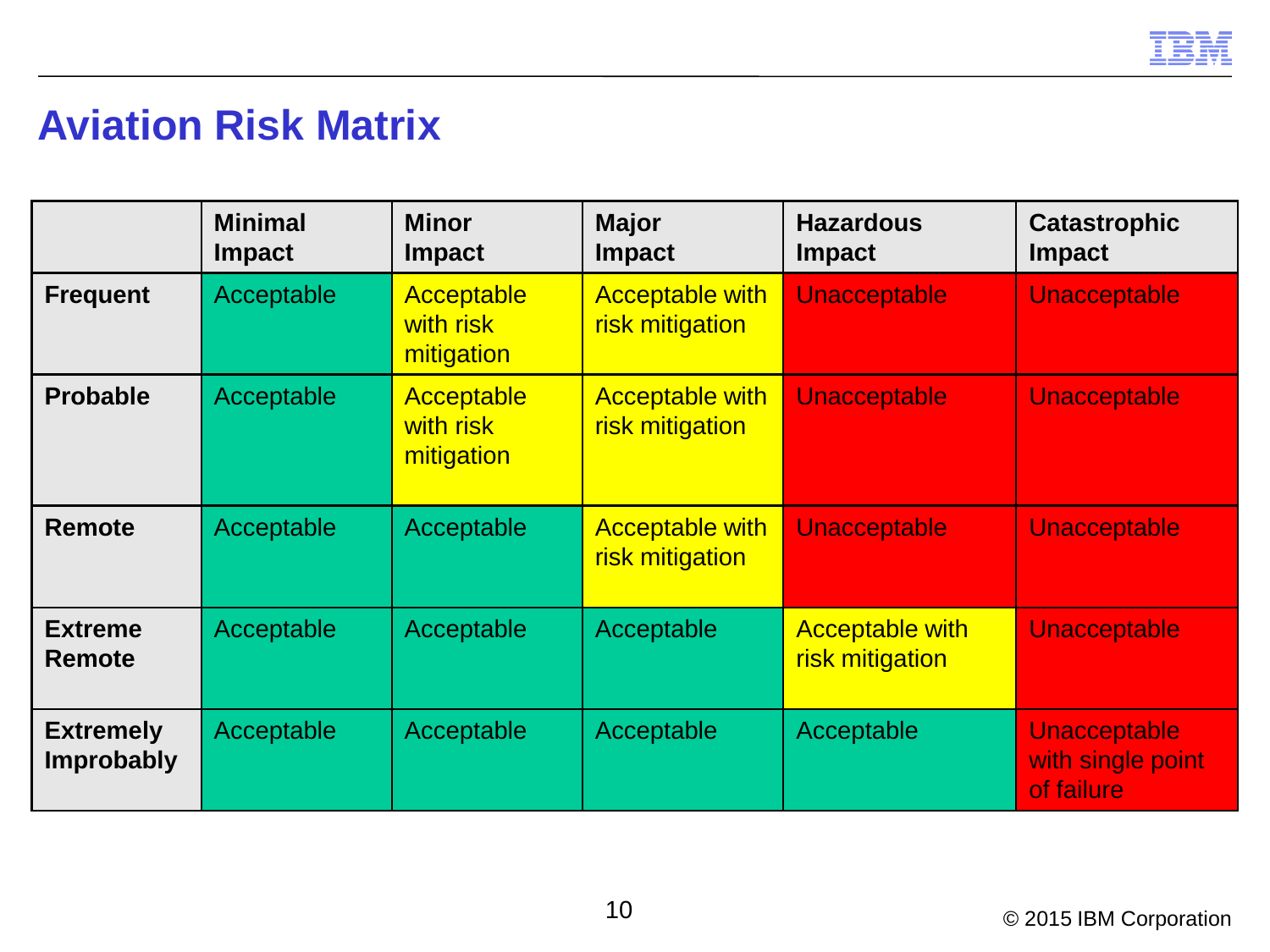# Aviation Risk Matrix

| | Minimal Impact | Minor Impact | Major Impact | Hazardous Impact | Catastrophic Impact |
|---|---|---|---|---|---|
| **Frequent** | Acceptable | Acceptable with risk mitigation | Acceptable with risk mitigation | Unacceptable | Unacceptable |
| **Probable** | Acceptable | Acceptable with risk mitigation | Acceptable with risk mitigation | Unacceptable | Unacceptable |
| **Remote** | Acceptable | Acceptable | Acceptable with risk mitigation | Unacceptable | Unacceptable |
| **Extreme Remote** | Acceptable | Acceptable | Acceptable | Acceptable with risk mitigation | Unacceptable |
| **Extremely Improbably** | Acceptable | Acceptable | Acceptable | Acceptable | Unacceptable with single point of failure |

© 2015 IBM Corporation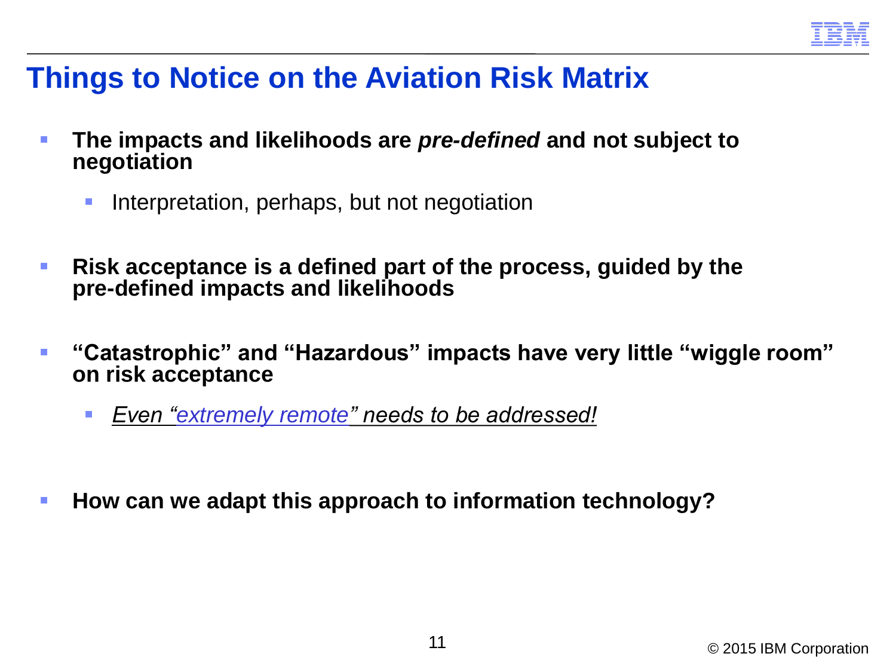# Things to Notice on the Aviation Risk Matrix

- **The impacts and likelihoods are *pre-defined* and not subject to negotiation**
  - Interpretation, perhaps, but not negotiation
- **Risk acceptance is a defined part of the process, guided by the pre-defined impacts and likelihoods**
- **"Catastrophic" and "Hazardous" impacts have very little "wiggle room" on risk acceptance**
  - *Even "extremely remote" needs to be addressed!*
- **How can we adapt this approach to information technology?**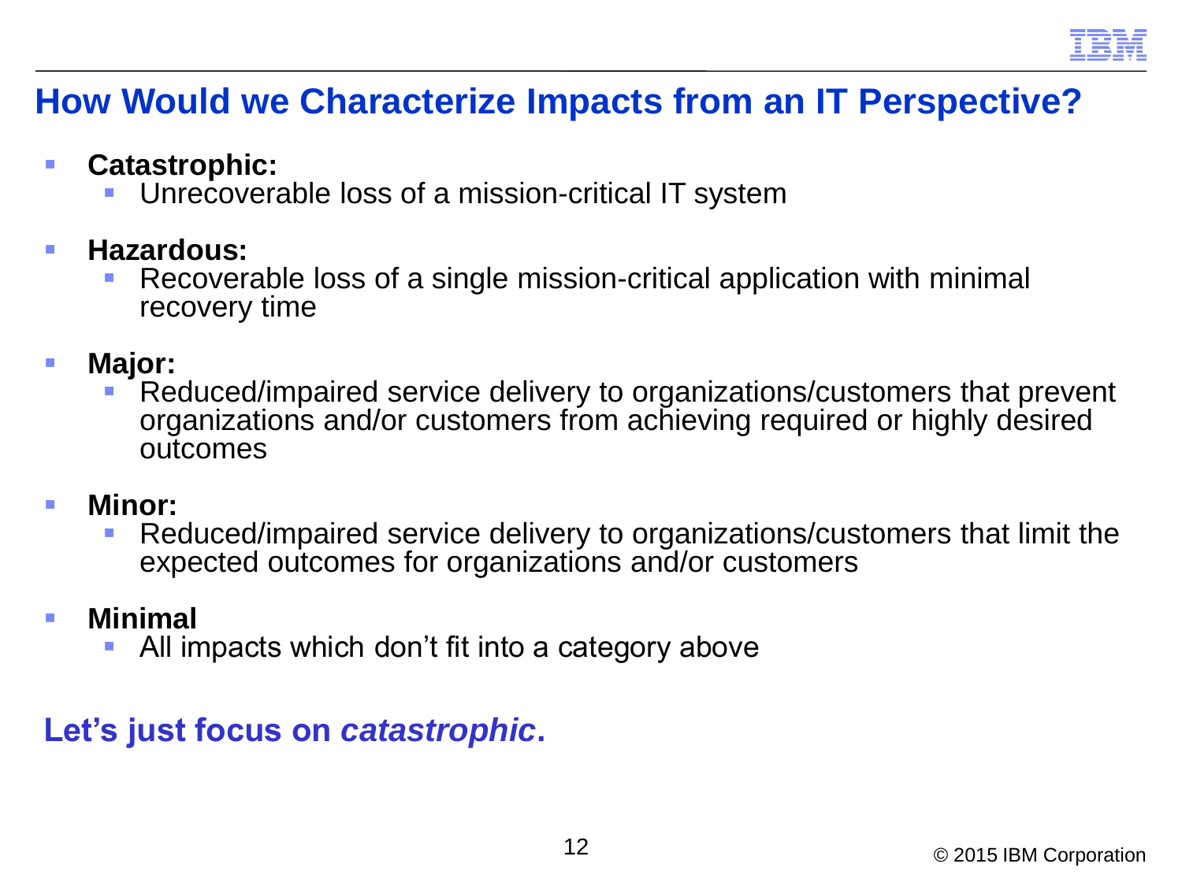# How Would we Characterize Impacts from an IT Perspective?

- **Catastrophic:**
  - Unrecoverable loss of a mission-critical IT system
- **Hazardous:**
  - Recoverable loss of a single mission-critical application with minimal recovery time
- **Major:**
  - Reduced/impaired service delivery to organizations/customers that prevent organizations and/or customers from achieving required or highly desired outcomes
- **Minor:**
  - Reduced/impaired service delivery to organizations/customers that limit the expected outcomes for organizations and/or customers
- **Minimal**
  - All impacts which don’t fit into a category above

**Let’s just focus on *catastrophic*.**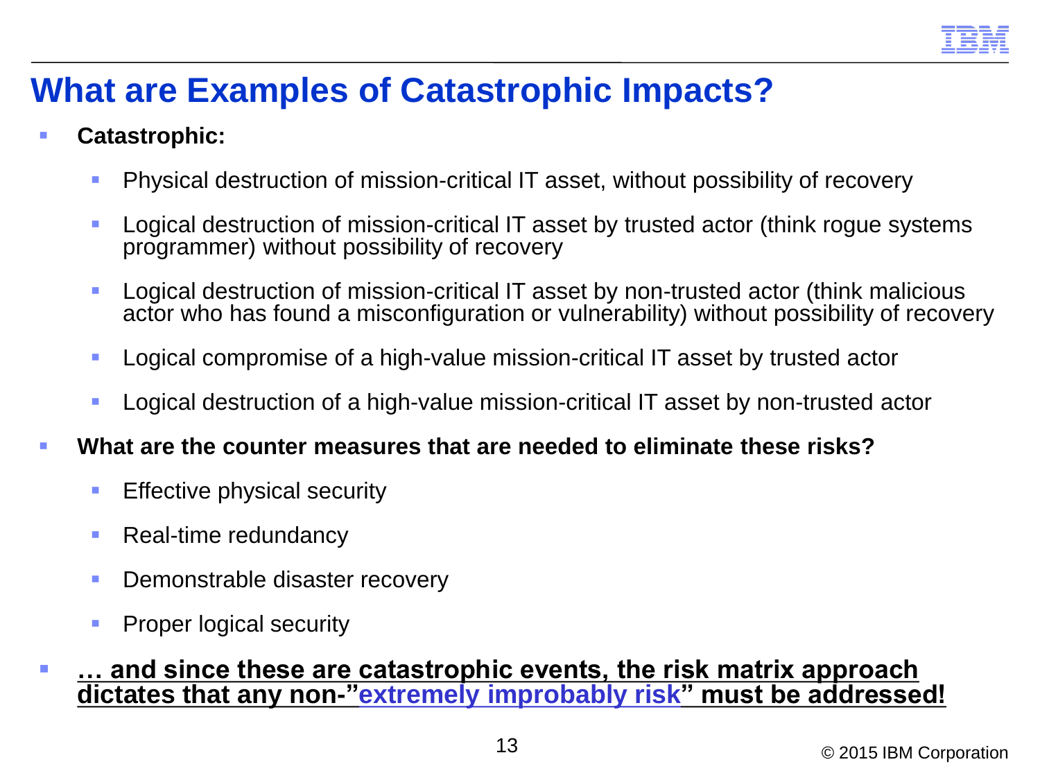# What are Examples of Catastrophic Impacts?

- **Catastrophic:**
  - Physical destruction of mission-critical IT asset, without possibility of recovery
  - Logical destruction of mission-critical IT asset by trusted actor (think rogue systems programmer) without possibility of recovery
  - Logical destruction of mission-critical IT asset by non-trusted actor (think malicious actor who has found a misconfiguration or vulnerability) without possibility of recovery
  - Logical compromise of a high-value mission-critical IT asset by trusted actor
  - Logical destruction of a high-value mission-critical IT asset by non-trusted actor
- **What are the counter measures that are needed to eliminate these risks?**
  - Effective physical security
  - Real-time redundancy
  - Demonstrable disaster recovery
  - Proper logical security
- **… and since these are catastrophic events, the risk matrix approach dictates that any non-"extremely improbably risk" must be addressed!**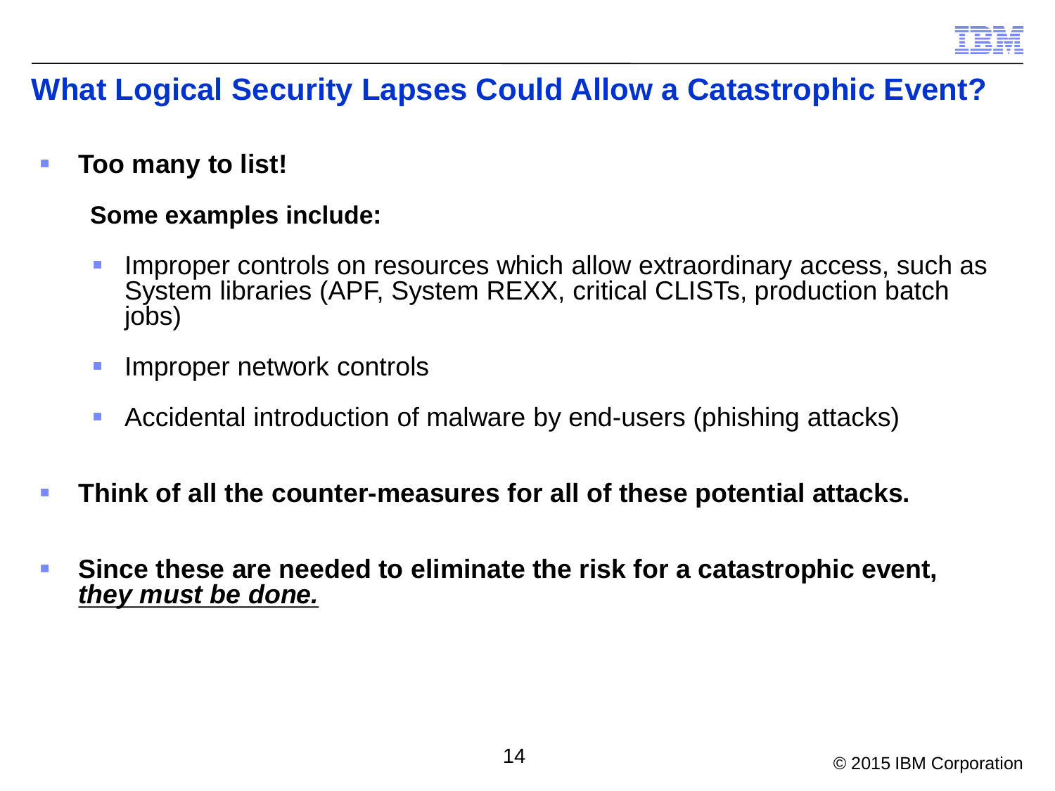# What Logical Security Lapses Could Allow a Catastrophic Event?

- **Too many to list!**

  **Some examples include:**

  - Improper controls on resources which allow extraordinary access, such as System libraries (APF, System REXX, critical CLISTs, production batch jobs)
  - Improper network controls
  - Accidental introduction of malware by end-users (phishing attacks)

- **Think of all the counter-measures for all of these potential attacks.**

- **Since these are needed to eliminate the risk for a catastrophic event, *<u>they must be done.</u>***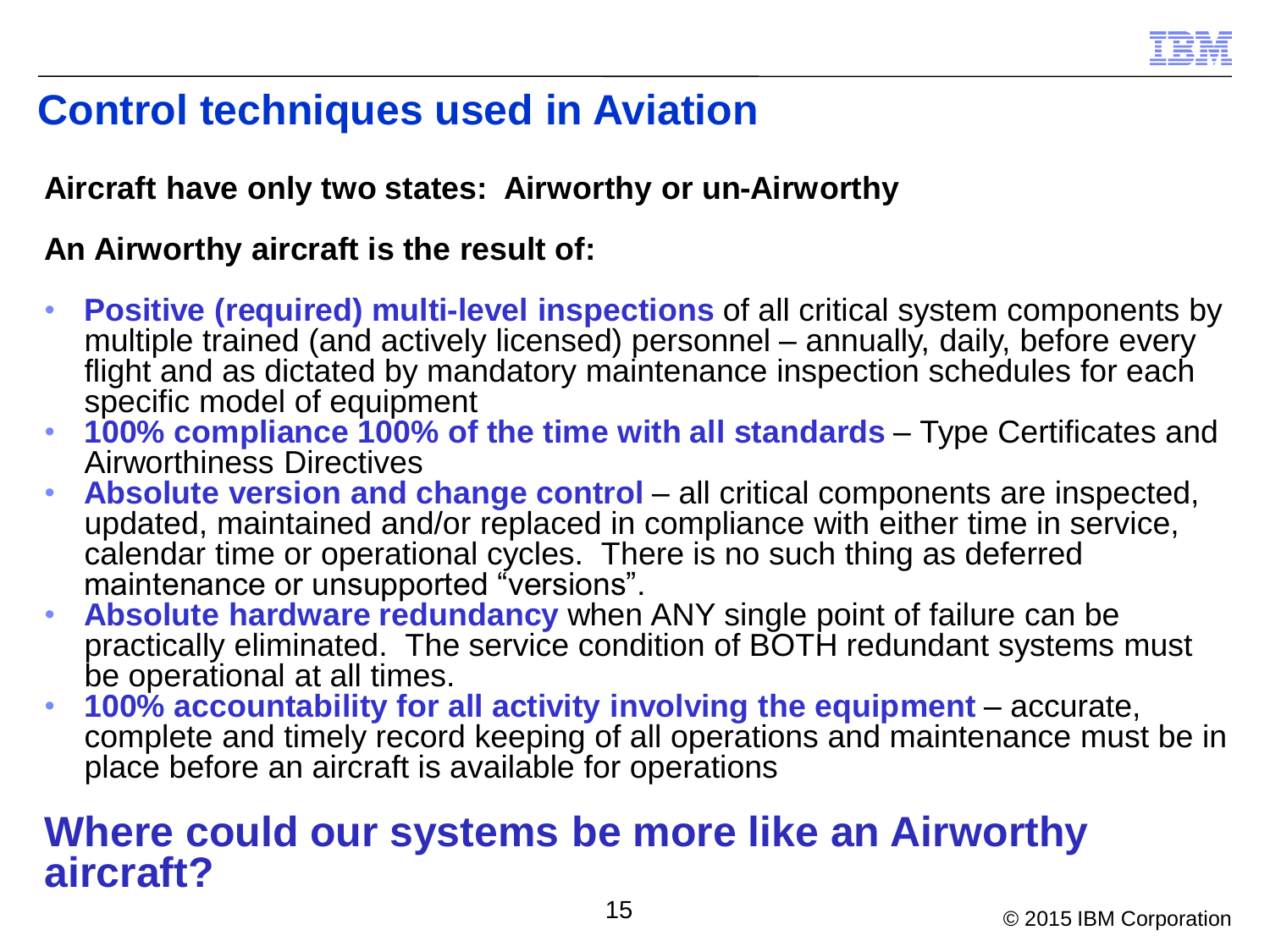# Control techniques used in Aviation

**Aircraft have only two states: Airworthy or un-Airworthy**

**An Airworthy aircraft is the result of:**

- **Positive (required) multi-level inspections** of all critical system components by multiple trained (and actively licensed) personnel – annually, daily, before every flight and as dictated by mandatory maintenance inspection schedules for each specific model of equipment
- **100% compliance 100% of the time with all standards** – Type Certificates and Airworthiness Directives
- **Absolute version and change control** – all critical components are inspected, updated, maintained and/or replaced in compliance with either time in service, calendar time or operational cycles. There is no such thing as deferred maintenance or unsupported "versions".
- **Absolute hardware redundancy** when ANY single point of failure can be practically eliminated. The service condition of BOTH redundant systems must be operational at all times.
- **100% accountability for all activity involving the equipment** – accurate, complete and timely record keeping of all operations and maintenance must be in place before an aircraft is available for operations

## Where could our systems be more like an Airworthy aircraft?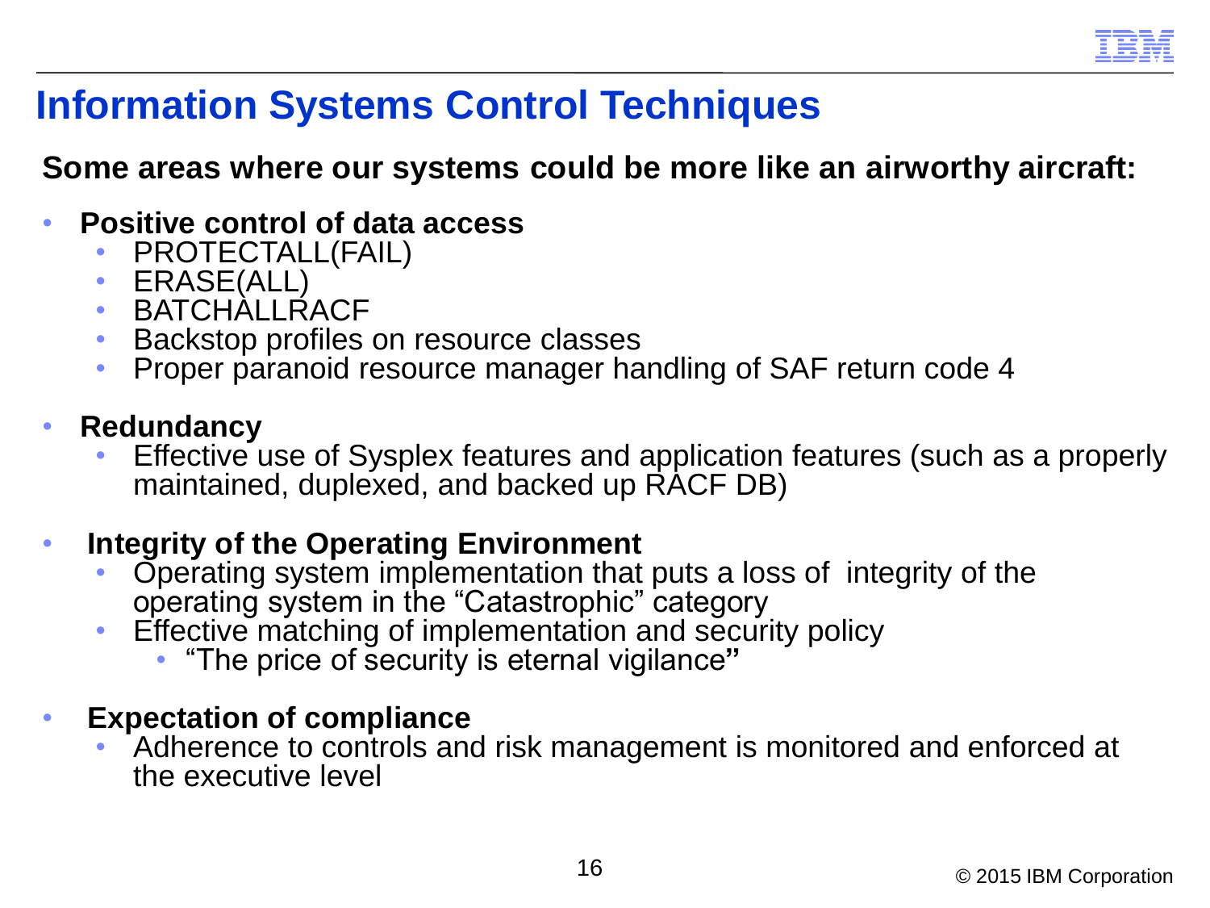# Information Systems Control Techniques

**Some areas where our systems could be more like an airworthy aircraft:**

- **Positive control of data access**
  - PROTECTALL(FAIL)
  - ERASE(ALL)
  - BATCHALLRACF
  - Backstop profiles on resource classes
  - Proper paranoid resource manager handling of SAF return code 4

- **Redundancy**
  - Effective use of Sysplex features and application features (such as a properly maintained, duplexed, and backed up RACF DB)

- **Integrity of the Operating Environment**
  - Operating system implementation that puts a loss of integrity of the operating system in the "Catastrophic" category
  - Effective matching of implementation and security policy
    - "The price of security is eternal vigilance"

- **Expectation of compliance**
  - Adherence to controls and risk management is monitored and enforced at the executive level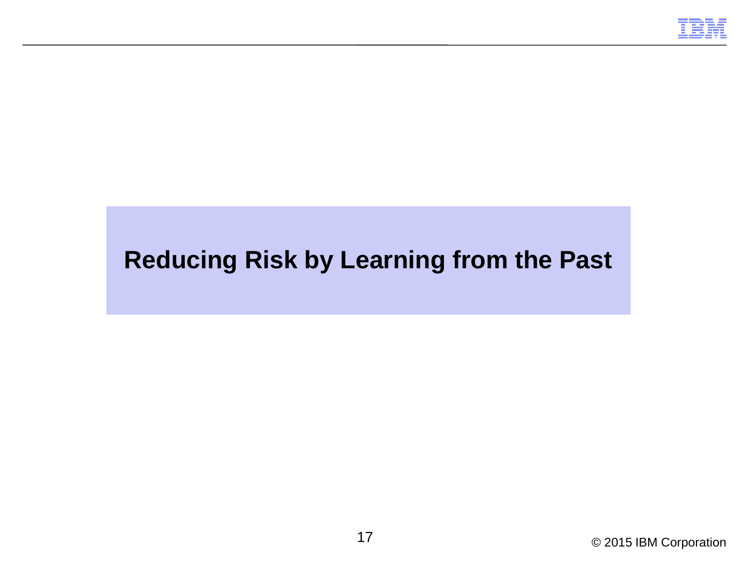# Reducing Risk by Learning from the Past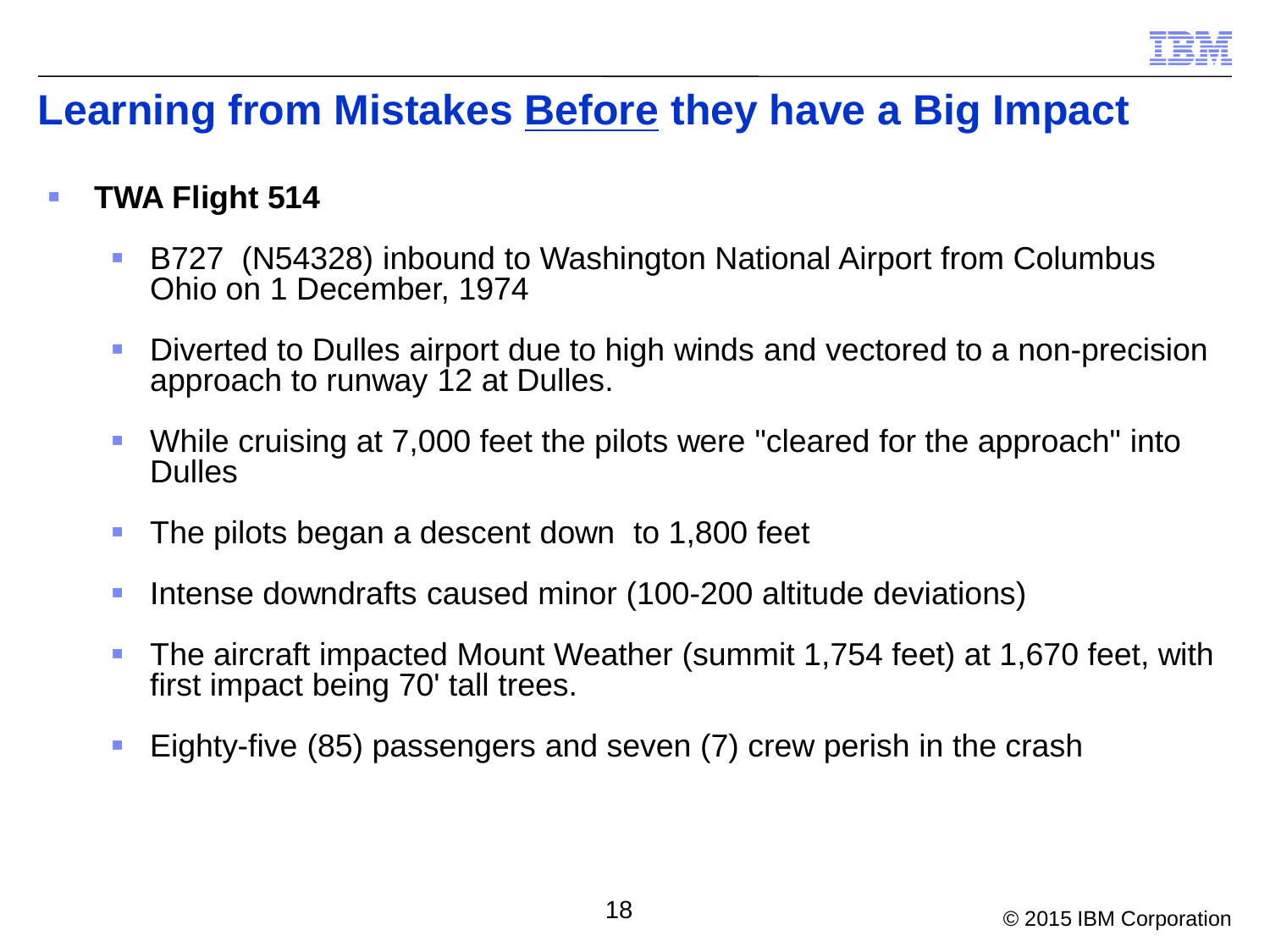# Learning from Mistakes Before they have a Big Impact

- **TWA Flight 514**
  - B727 (N54328) inbound to Washington National Airport from Columbus Ohio on 1 December, 1974
  - Diverted to Dulles airport due to high winds and vectored to a non-precision approach to runway 12 at Dulles.
  - While cruising at 7,000 feet the pilots were "cleared for the approach" into Dulles
  - The pilots began a descent down to 1,800 feet
  - Intense downdrafts caused minor (100-200 altitude deviations)
  - The aircraft impacted Mount Weather (summit 1,754 feet) at 1,670 feet, with first impact being 70' tall trees.
  - Eighty-five (85) passengers and seven (7) crew perish in the crash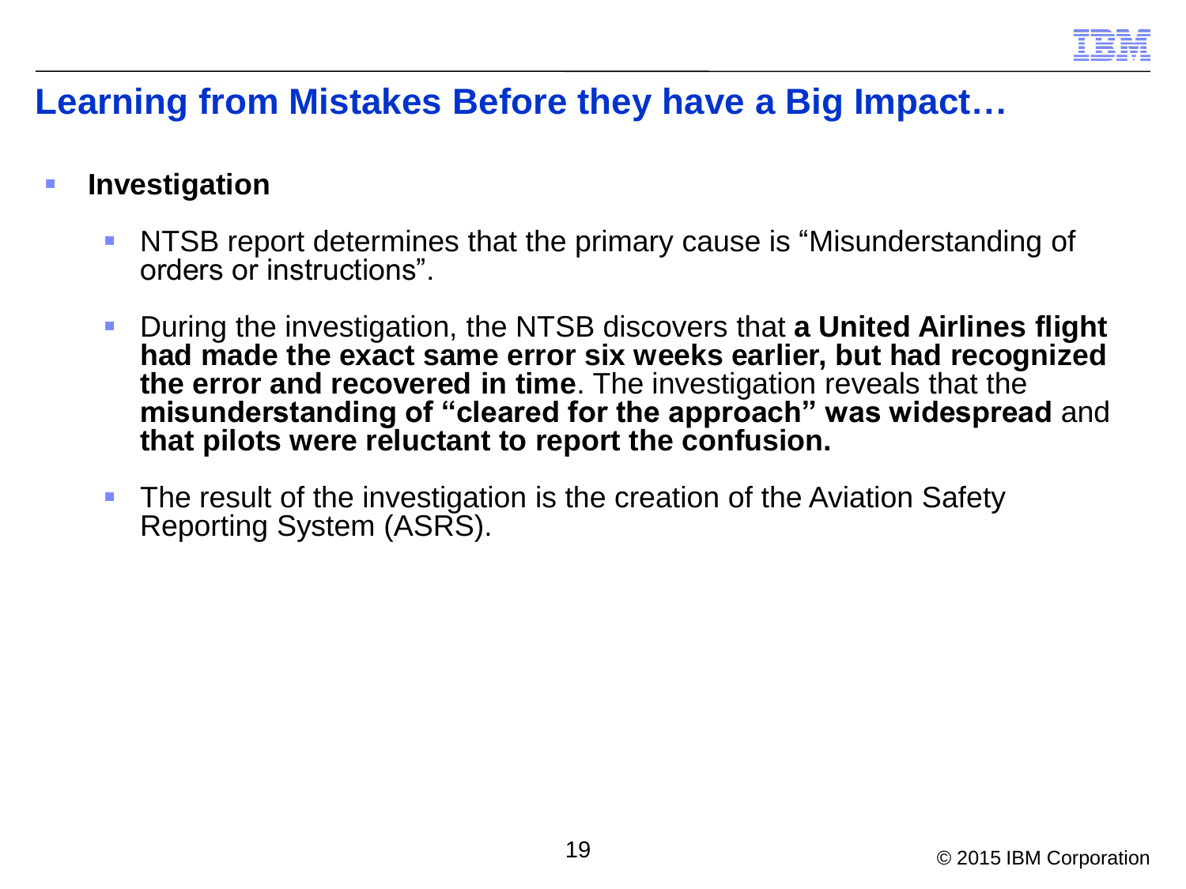# Learning from Mistakes Before they have a Big Impact…

- **Investigation**
  - NTSB report determines that the primary cause is "Misunderstanding of orders or instructions".
  - During the investigation, the NTSB discovers that **a United Airlines flight had made the exact same error six weeks earlier, but had recognized the error and recovered in time**. The investigation reveals that the **misunderstanding of "cleared for the approach" was widespread** and **that pilots were reluctant to report the confusion.**
  - The result of the investigation is the creation of the Aviation Safety Reporting System (ASRS).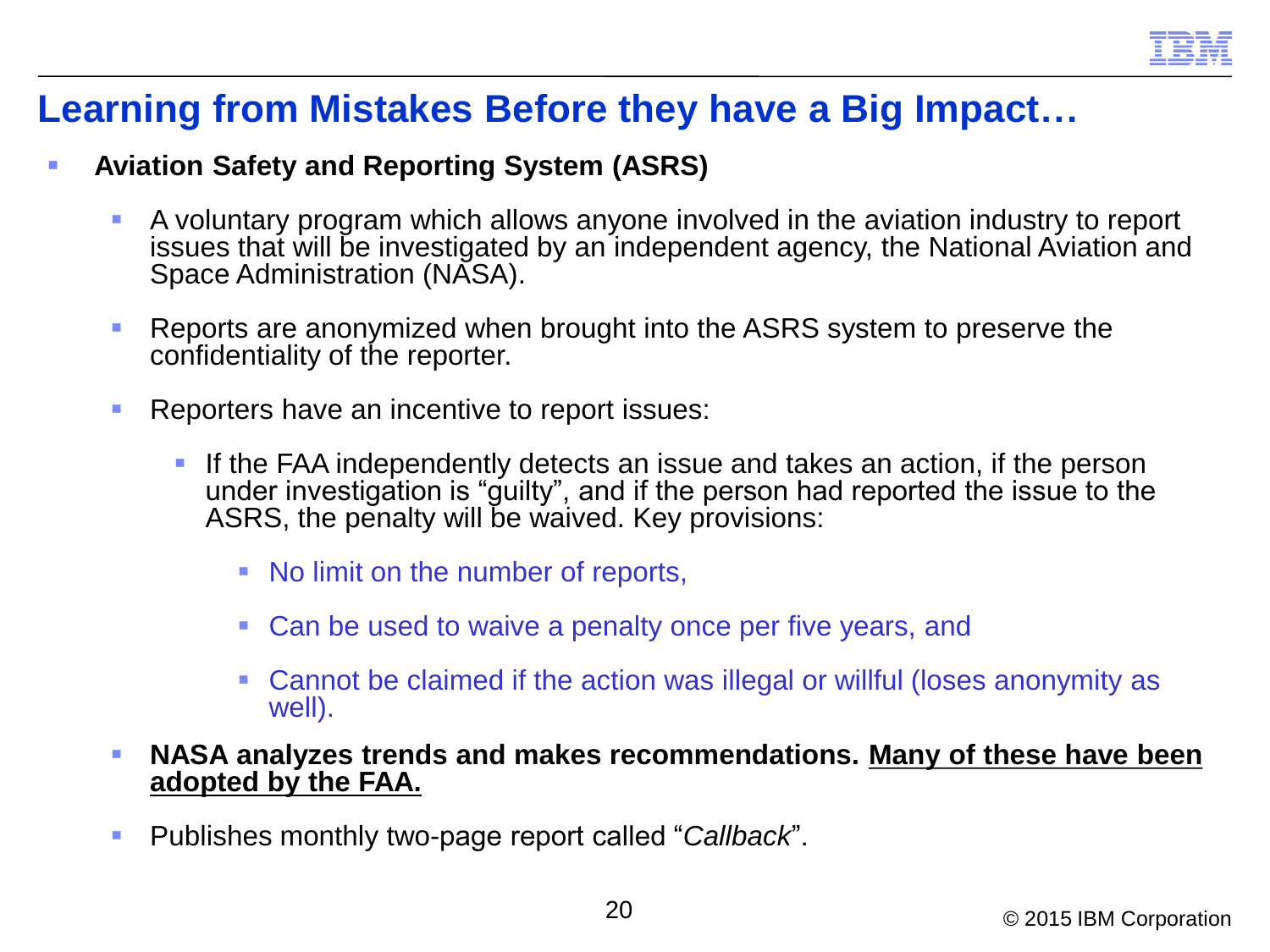# Learning from Mistakes Before they have a Big Impact…

- **Aviation Safety and Reporting System (ASRS)**
  - A voluntary program which allows anyone involved in the aviation industry to report issues that will be investigated by an independent agency, the National Aviation and Space Administration (NASA).
  - Reports are anonymized when brought into the ASRS system to preserve the confidentiality of the reporter.
  - Reporters have an incentive to report issues:
    - If the FAA independently detects an issue and takes an action, if the person under investigation is "guilty", and if the person had reported the issue to the ASRS, the penalty will be waived. Key provisions:
      - No limit on the number of reports,
      - Can be used to waive a penalty once per five years, and
      - Cannot be claimed if the action was illegal or willful (loses anonymity as well).
  - **NASA analyzes trends and makes recommendations. <u>Many of these have been adopted by the FAA.</u>**
  - Publishes monthly two-page report called "*Callback*".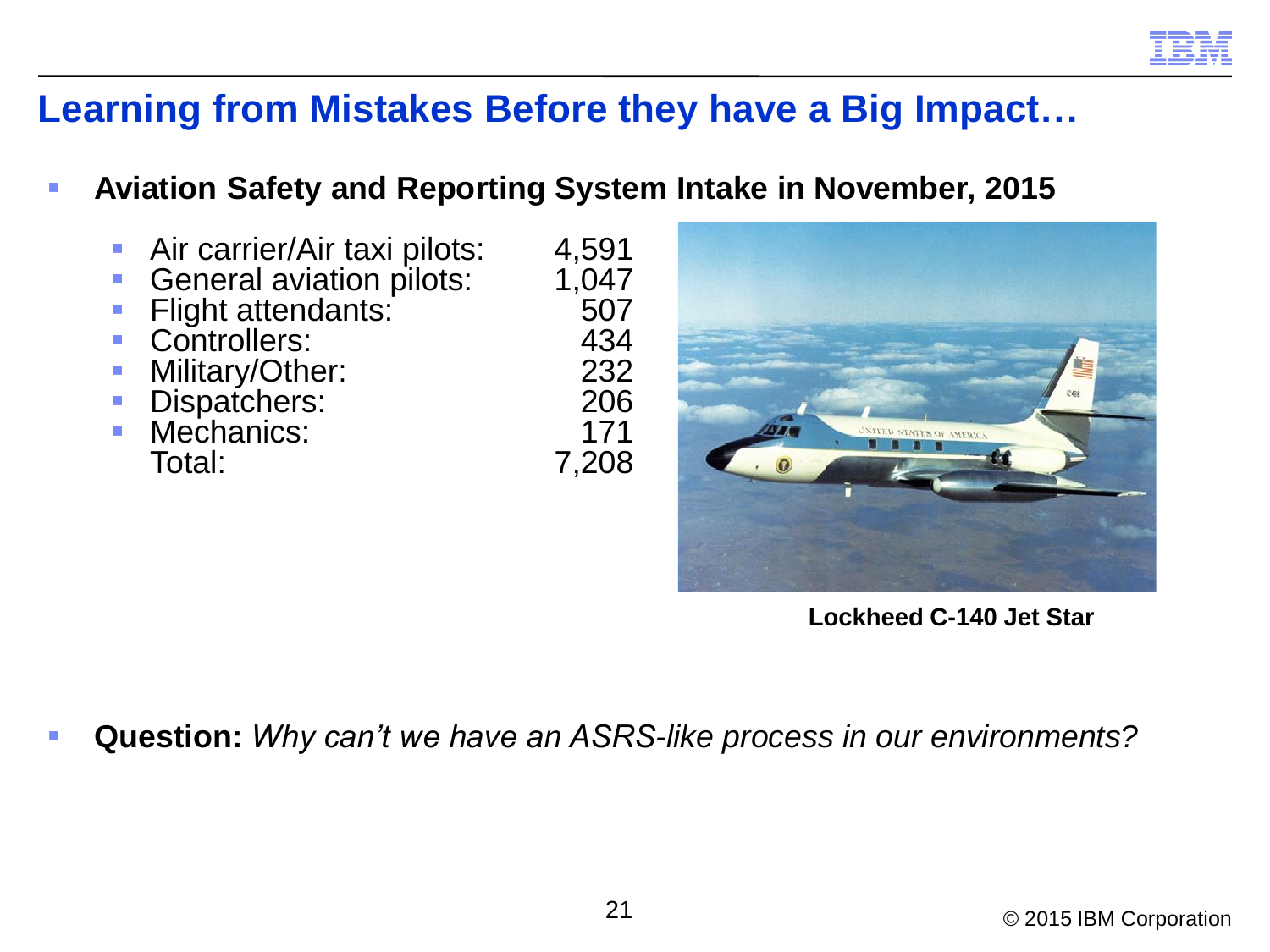# Learning from Mistakes Before they have a Big Impact…

- **Aviation Safety and Reporting System Intake in November, 2015**

  - Air carrier/Air taxi pilots: 4,591
  - General aviation pilots: 1,047
  - Flight attendants: 507
  - Controllers: 434
  - Military/Other: 232
  - Dispatchers: 206
  - Mechanics: 171

  Total: 7,208

**Lockheed C-140 Jet Star**

- **Question:** *Why can't we have an ASRS-like process in our environments?*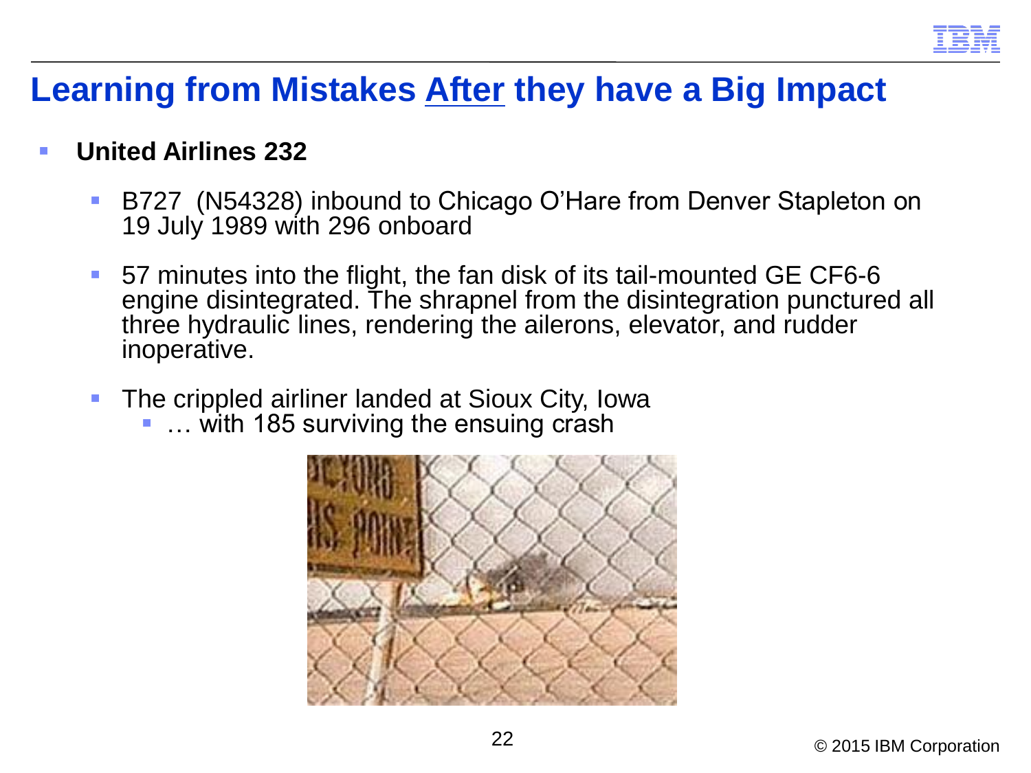# Learning from Mistakes <u>After</u> they have a Big Impact

- **United Airlines 232**
  - B727 (N54328) inbound to Chicago O'Hare from Denver Stapleton on 19 July 1989 with 296 onboard
  - 57 minutes into the flight, the fan disk of its tail-mounted GE CF6-6 engine disintegrated. The shrapnel from the disintegration punctured all three hydraulic lines, rendering the ailerons, elevator, and rudder inoperative.
  - The crippled airliner landed at Sioux City, Iowa
    - … with 185 surviving the ensuing crash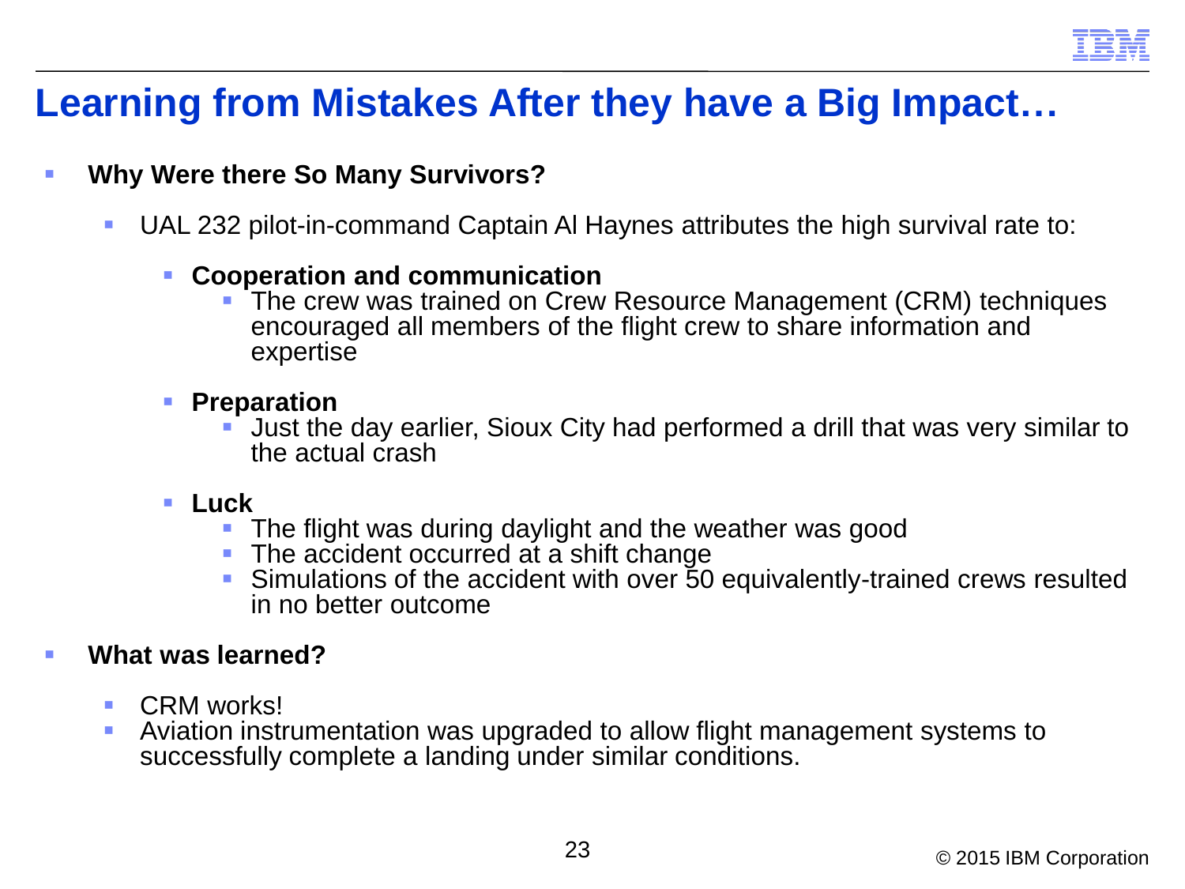# Learning from Mistakes After they have a Big Impact…

- **Why Were there So Many Survivors?**
  - UAL 232 pilot-in-command Captain Al Haynes attributes the high survival rate to:
    - **Cooperation and communication**
      - The crew was trained on Crew Resource Management (CRM) techniques encouraged all members of the flight crew to share information and expertise
    - **Preparation**
      - Just the day earlier, Sioux City had performed a drill that was very similar to the actual crash
    - **Luck**
      - The flight was during daylight and the weather was good
      - The accident occurred at a shift change
      - Simulations of the accident with over 50 equivalently-trained crews resulted in no better outcome
- **What was learned?**
  - CRM works!
  - Aviation instrumentation was upgraded to allow flight management systems to successfully complete a landing under similar conditions.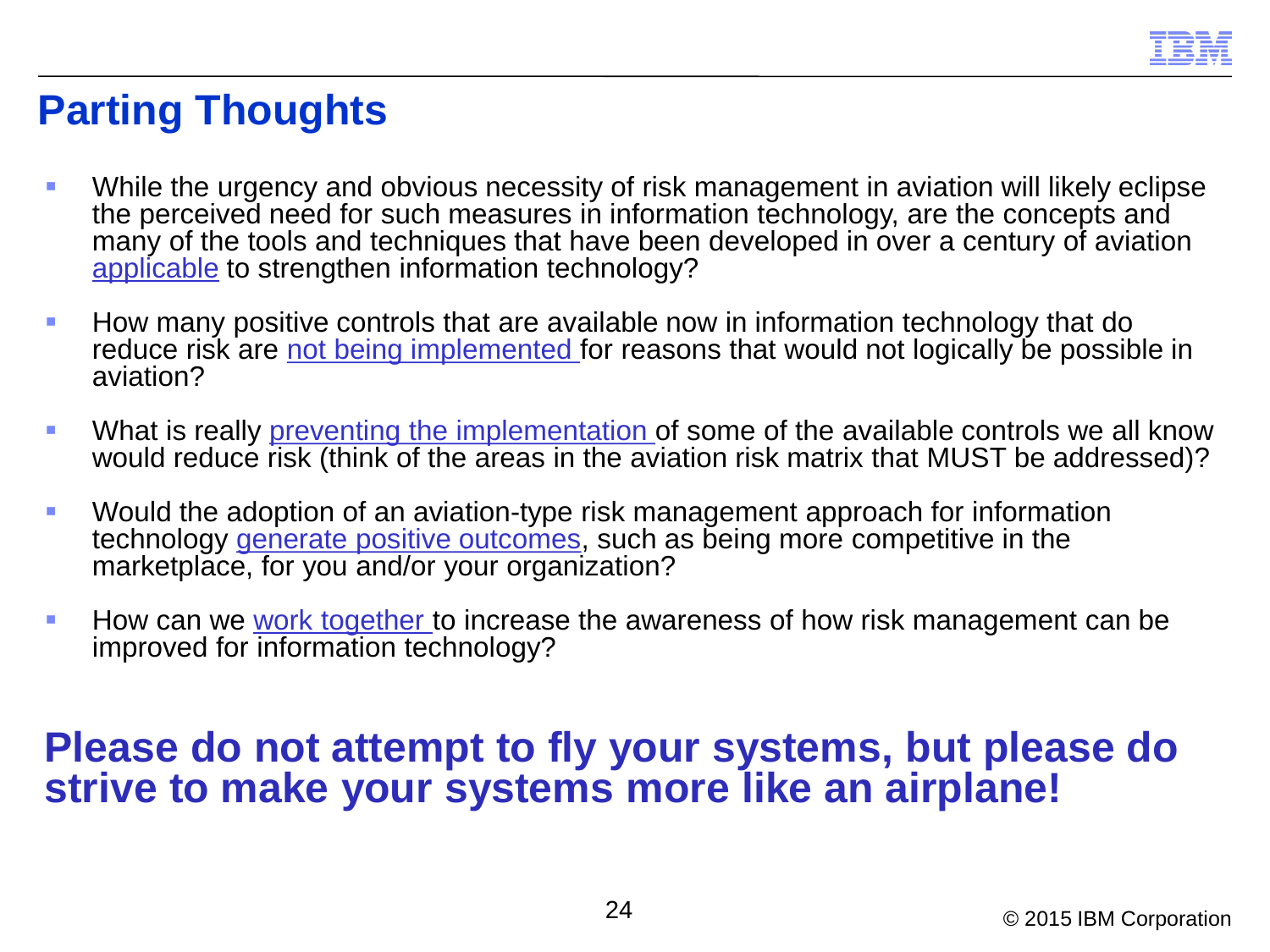# Parting Thoughts

- While the urgency and obvious necessity of risk management in aviation will likely eclipse the perceived need for such measures in information technology, are the concepts and many of the tools and techniques that have been developed in over a century of aviation applicable to strengthen information technology?
- How many positive controls that are available now in information technology that do reduce risk are not being implemented for reasons that would not logically be possible in aviation?
- What is really preventing the implementation of some of the available controls we all know would reduce risk (think of the areas in the aviation risk matrix that MUST be addressed)?
- Would the adoption of an aviation-type risk management approach for information technology generate positive outcomes, such as being more competitive in the marketplace, for you and/or your organization?
- How can we work together to increase the awareness of how risk management can be improved for information technology?

**Please do not attempt to fly your systems, but please do strive to make your systems more like an airplane!**